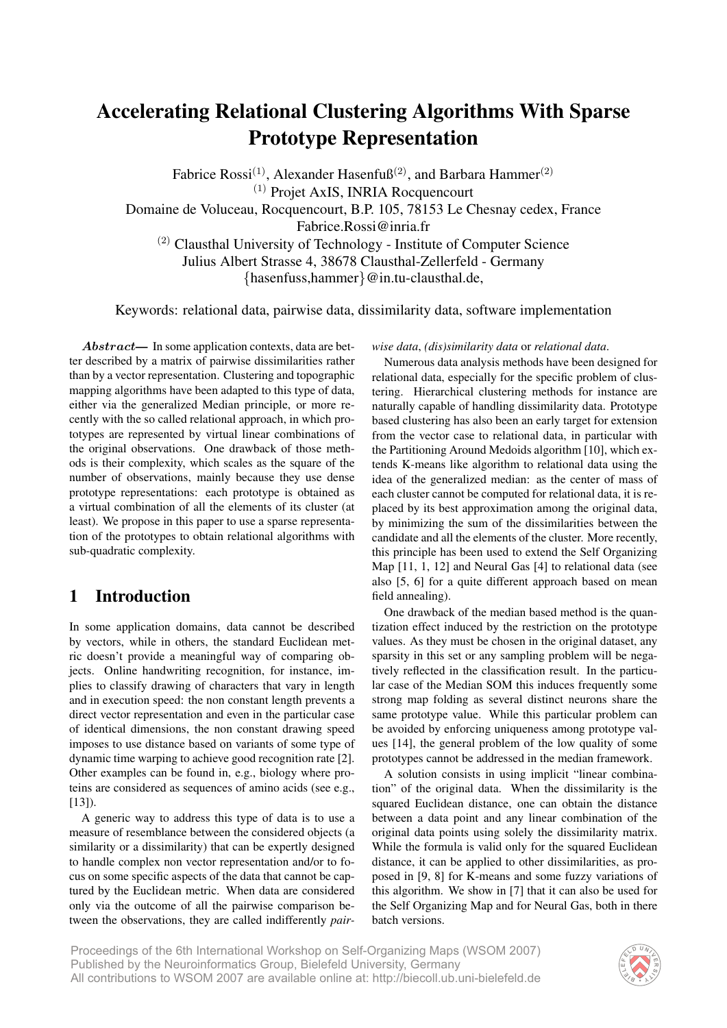# Accelerating Relational Clustering Algorithms With Sparse Prototype Representation

Fabrice Rossi(1), Alexander Hasenfuß(2), and Barbara Hammer(2)

(1) Projet AxIS, INRIA Rocquencourt
Domaine de Voluceau, Rocquencourt, B.P. 105, 78153 Le Chesnay cedex, France
Fabrice.Rossi@inria.fr

(2) Clausthal University of Technology - Institute of Computer Science
Julius Albert Strasse 4, 38678 Clausthal-Zellerfeld - Germany
{hasenfuss,hammer}@in.tu-clausthal.de,

Keywords: relational data, pairwise data, dissimilarity data, software implementation

***Abstract***— In some application contexts, data are better described by a matrix of pairwise dissimilarities rather than by a vector representation. Clustering and topographic mapping algorithms have been adapted to this type of data, either via the generalized Median principle, or more recently with the so called relational approach, in which prototypes are represented by virtual linear combinations of the original observations. One drawback of those methods is their complexity, which scales as the square of the number of observations, mainly because they use dense prototype representations: each prototype is obtained as a virtual combination of all the elements of its cluster (at least). We propose in this paper to use a sparse representation of the prototypes to obtain relational algorithms with sub-quadratic complexity.

## 1 Introduction

In some application domains, data cannot be described by vectors, while in others, the standard Euclidean metric doesn't provide a meaningful way of comparing objects. Online handwriting recognition, for instance, implies to classify drawing of characters that vary in length and in execution speed: the non constant length prevents a direct vector representation and even in the particular case of identical dimensions, the non constant drawing speed imposes to use distance based on variants of some type of dynamic time warping to achieve good recognition rate [2]. Other examples can be found in, e.g., biology where proteins are considered as sequences of amino acids (see e.g., [13]).

A generic way to address this type of data is to use a measure of resemblance between the considered objects (a similarity or a dissimilarity) that can be expertly designed to handle complex non vector representation and/or to focus on some specific aspects of the data that cannot be captured by the Euclidean metric. When data are considered only via the outcome of all the pairwise comparison between the observations, they are called indifferently *pairwise data*, *(dis)similarity data* or *relational data*.

Numerous data analysis methods have been designed for relational data, especially for the specific problem of clustering. Hierarchical clustering methods for instance are naturally capable of handling dissimilarity data. Prototype based clustering has also been an early target for extension from the vector case to relational data, in particular with the Partitioning Around Medoids algorithm [10], which extends K-means like algorithm to relational data using the idea of the generalized median: as the center of mass of each cluster cannot be computed for relational data, it is replaced by its best approximation among the original data, by minimizing the sum of the dissimilarities between the candidate and all the elements of the cluster. More recently, this principle has been used to extend the Self Organizing Map [11, 1, 12] and Neural Gas [4] to relational data (see also [5, 6] for a quite different approach based on mean field annealing).

One drawback of the median based method is the quantization effect induced by the restriction on the prototype values. As they must be chosen in the original dataset, any sparsity in this set or any sampling problem will be negatively reflected in the classification result. In the particular case of the Median SOM this induces frequently some strong map folding as several distinct neurons share the same prototype value. While this particular problem can be avoided by enforcing uniqueness among prototype values [14], the general problem of the low quality of some prototypes cannot be addressed in the median framework.

A solution consists in using implicit "linear combination" of the original data. When the dissimilarity is the squared Euclidean distance, one can obtain the distance between a data point and any linear combination of the original data points using solely the dissimilarity matrix. While the formula is valid only for the squared Euclidean distance, it can be applied to other dissimilarities, as proposed in [9, 8] for K-means and some fuzzy variations of this algorithm. We show in [7] that it can also be used for the Self Organizing Map and for Neural Gas, both in there batch versions.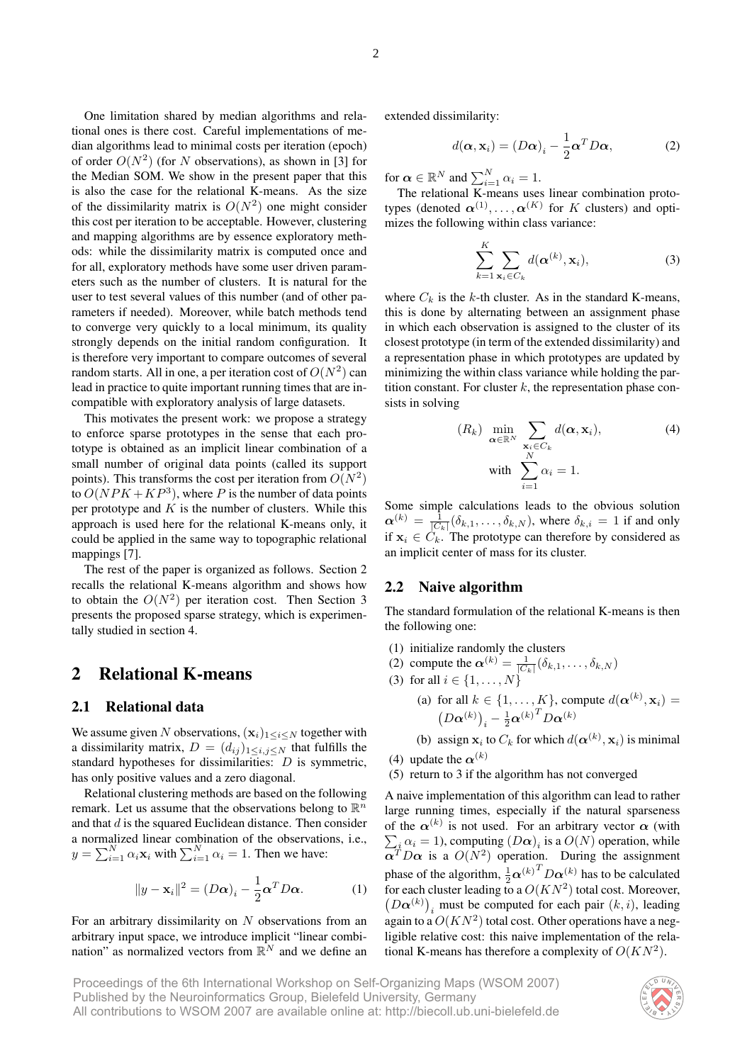One limitation shared by median algorithms and relational ones is there cost. Careful implementations of median algorithms lead to minimal costs per iteration (epoch) of order $O(N^2)$ (for $N$ observations), as shown in [3] for the Median SOM. We show in the present paper that this is also the case for the relational K-means. As the size of the dissimilarity matrix is $O(N^2)$ one might consider this cost per iteration to be acceptable. However, clustering and mapping algorithms are by essence exploratory methods: while the dissimilarity matrix is computed once and for all, exploratory methods have some user driven parameters such as the number of clusters. It is natural for the user to test several values of this number (and of other parameters if needed). Moreover, while batch methods tend to converge very quickly to a local minimum, its quality strongly depends on the initial random configuration. It is therefore very important to compare outcomes of several random starts. All in one, a per iteration cost of $O(N^2)$ can lead in practice to quite important running times that are incompatible with exploratory analysis of large datasets.

This motivates the present work: we propose a strategy to enforce sparse prototypes in the sense that each prototype is obtained as an implicit linear combination of a small number of original data points (called its support points). This transforms the cost per iteration from $O(N^2)$ to $O(NPK + KP^3)$, where $P$ is the number of data points per prototype and $K$ is the number of clusters. While this approach is used here for the relational K-means only, it could be applied in the same way to topographic relational mappings [7].

The rest of the paper is organized as follows. Section 2 recalls the relational K-means algorithm and shows how to obtain the $O(N^2)$ per iteration cost. Then Section 3 presents the proposed sparse strategy, which is experimentally studied in section 4.

# 2 Relational K-means

## 2.1 Relational data

We assume given $N$ observations, $(\mathbf{x}_i)_{1 \leq i \leq N}$ together with a dissimilarity matrix, $D = (d_{ij})_{1 \leq i,j \leq N}$ that fulfills the standard hypotheses for dissimilarities: $D$ is symmetric, has only positive values and a zero diagonal.

Relational clustering methods are based on the following remark. Let us assume that the observations belong to $\mathbb{R}^n$ and that $d$ is the squared Euclidean distance. Then consider a normalized linear combination of the observations, i.e., $y = \sum_{i=1}^{N} \alpha_i \mathbf{x}_i$ with $\sum_{i=1}^{N} \alpha_i = 1$. Then we have:

$$\|y - \mathbf{x}_i\|^2 = (D\boldsymbol{\alpha})_i - \frac{1}{2}\boldsymbol{\alpha}^T D\boldsymbol{\alpha}. \tag{1}$$

For an arbitrary dissimilarity on $N$ observations from an arbitrary input space, we introduce implicit "linear combination" as normalized vectors from $\mathbb{R}^N$ and we define an extended dissimilarity:

$$d(\boldsymbol{\alpha}, \mathbf{x}_i) = (D\boldsymbol{\alpha})_i - \frac{1}{2}\boldsymbol{\alpha}^T D\boldsymbol{\alpha}, \tag{2}$$

for $\boldsymbol{\alpha} \in \mathbb{R}^N$ and $\sum_{i=1}^{N} \alpha_i = 1$.

The relational K-means uses linear combination prototypes (denoted $\boldsymbol{\alpha}^{(1)}, \ldots, \boldsymbol{\alpha}^{(K)}$ for $K$ clusters) and optimizes the following within class variance:

$$\sum_{k=1}^{K} \sum_{\mathbf{x}_i \in C_k} d(\boldsymbol{\alpha}^{(k)}, \mathbf{x}_i), \tag{3}$$

where $C_k$ is the $k$-th cluster. As in the standard K-means, this is done by alternating between an assignment phase in which each observation is assigned to the cluster of its closest prototype (in term of the extended dissimilarity) and a representation phase in which prototypes are updated by minimizing the within class variance while holding the partition constant. For cluster $k$, the representation phase consists in solving

$$(R_k) \min_{\boldsymbol{\alpha} \in \mathbb{R}^N} \sum_{\mathbf{x}_i \in C_k} d(\boldsymbol{\alpha}, \mathbf{x}_i), \quad \text{with} \sum_{i=1}^{N} \alpha_i = 1. \tag{4}$$

Some simple calculations leads to the obvious solution $\boldsymbol{\alpha}^{(k)} = \frac{1}{|C_k|}(\delta_{k,1}, \ldots, \delta_{k,N})$, where $\delta_{k,i} = 1$ if and only if $\mathbf{x}_i \in C_k$. The prototype can therefore by considered as an implicit center of mass for its cluster.

## 2.2 Naive algorithm

The standard formulation of the relational K-means is then the following one:

(1) initialize randomly the clusters
(2) compute the $\boldsymbol{\alpha}^{(k)} = \frac{1}{|C_k|}(\delta_{k,1}, \ldots, \delta_{k,N})$
(3) for all $i \in \{1, \ldots, N\}$
  (a) for all $k \in \{1, \ldots, K\}$, compute $d(\boldsymbol{\alpha}^{(k)}, \mathbf{x}_i) = \left(D\boldsymbol{\alpha}^{(k)}\right)_i - \frac{1}{2}{\boldsymbol{\alpha}^{(k)}}^T D\boldsymbol{\alpha}^{(k)}$
  (b) assign $\mathbf{x}_i$ to $C_k$ for which $d(\boldsymbol{\alpha}^{(k)}, \mathbf{x}_i)$ is minimal
(4) update the $\boldsymbol{\alpha}^{(k)}$
(5) return to 3 if the algorithm has not converged

A naive implementation of this algorithm can lead to rather large running times, especially if the natural sparseness of the $\boldsymbol{\alpha}^{(k)}$ is not used. For an arbitrary vector $\boldsymbol{\alpha}$ (with $\sum_i \alpha_i = 1$), computing $(D\boldsymbol{\alpha})_i$ is a $O(N)$ operation, while $\boldsymbol{\alpha}^T D\boldsymbol{\alpha}$ is a $O(N^2)$ operation. During the assignment phase of the algorithm, $\frac{1}{2}{\boldsymbol{\alpha}^{(k)}}^T D\boldsymbol{\alpha}^{(k)}$ has to be calculated for each cluster leading to a $O(KN^2)$ total cost. Moreover, $\left(D\boldsymbol{\alpha}^{(k)}\right)_i$ must be computed for each pair $(k, i)$, leading again to a $O(KN^2)$ total cost. Other operations have a negligible relative cost: this naive implementation of the relational K-means has therefore a complexity of $O(KN^2)$.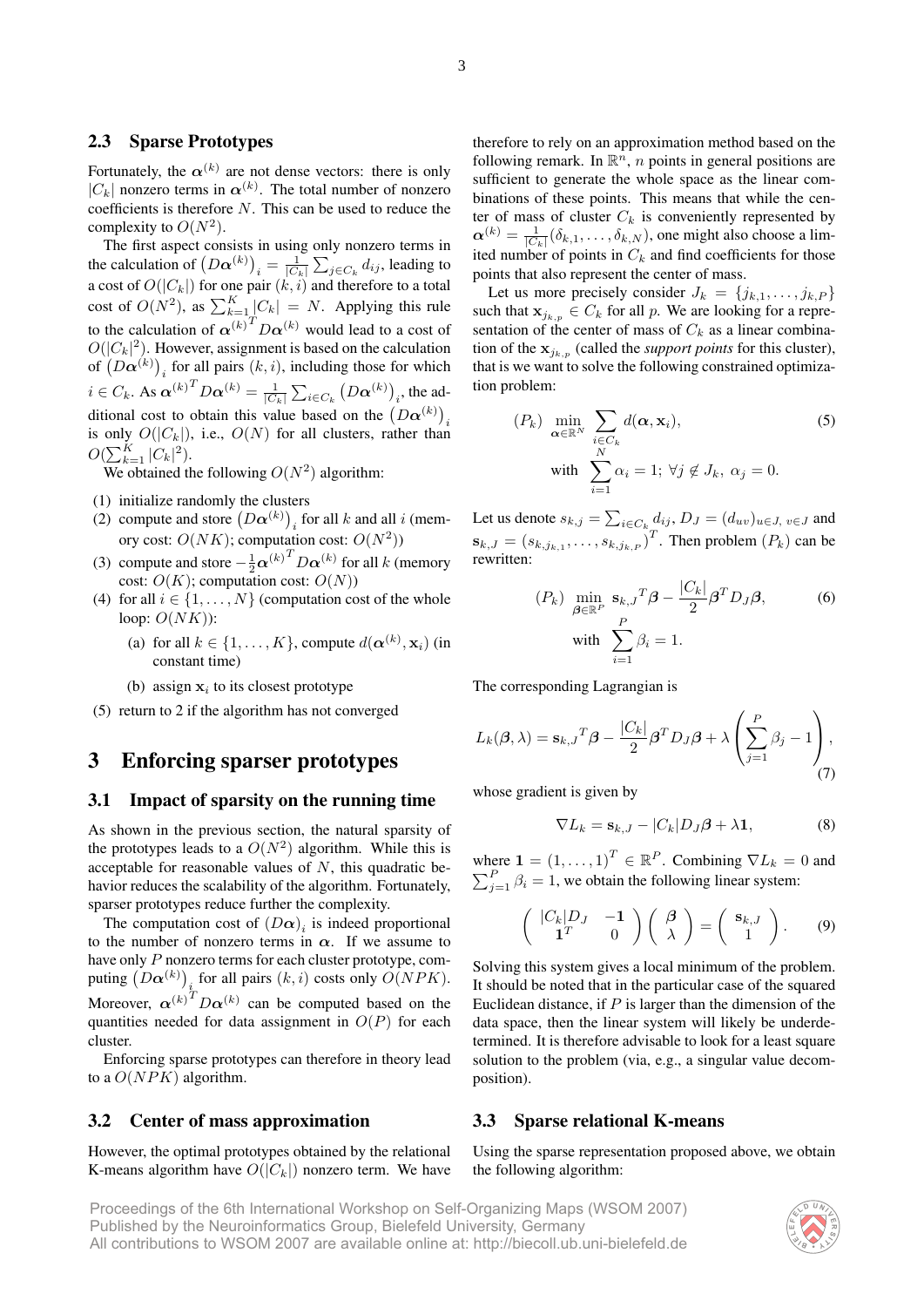### 2.3 Sparse Prototypes

Fortunately, the $\boldsymbol{\alpha}^{(k)}$ are not dense vectors: there is only $|C_k|$ nonzero terms in $\boldsymbol{\alpha}^{(k)}$. The total number of nonzero coefficients is therefore $N$. This can be used to reduce the complexity to $O(N^2)$.

The first aspect consists in using only nonzero terms in the calculation of $\left(D\boldsymbol{\alpha}^{(k)}\right)_i = \frac{1}{|C_k|}\sum_{j\in C_k} d_{ij}$, leading to a cost of $O(|C_k|)$ for one pair $(k,i)$ and therefore to a total cost of $O(N^2)$, as $\sum_{k=1}^{K}|C_k| = N$. Applying this rule to the calculation of ${\boldsymbol{\alpha}^{(k)}}^T D\boldsymbol{\alpha}^{(k)}$ would lead to a cost of $O(|C_k|^2)$. However, assignment is based on the calculation of $\left(D\boldsymbol{\alpha}^{(k)}\right)_i$ for all pairs $(k,i)$, including those for which $i \in C_k$. As ${\boldsymbol{\alpha}^{(k)}}^T D\boldsymbol{\alpha}^{(k)} = \frac{1}{|C_k|}\sum_{i\in C_k}\left(D\boldsymbol{\alpha}^{(k)}\right)_i$, the additional cost to obtain this value based on the $\left(D\boldsymbol{\alpha}^{(k)}\right)_i$ is only $O(|C_k|)$, i.e., $O(N)$ for all clusters, rather than $O(\sum_{k=1}^{K}|C_k|^2)$.

We obtained the following $O(N^2)$ algorithm:

(1) initialize randomly the clusters
(2) compute and store $\left(D\boldsymbol{\alpha}^{(k)}\right)_i$ for all $k$ and all $i$ (memory cost: $O(NK)$; computation cost: $O(N^2)$)
(3) compute and store $-\frac{1}{2}{\boldsymbol{\alpha}^{(k)}}^T D\boldsymbol{\alpha}^{(k)}$ for all $k$ (memory cost: $O(K)$; computation cost: $O(N)$)
(4) for all $i \in \{1,\ldots,N\}$ (computation cost of the whole loop: $O(NK)$):
   (a) for all $k \in \{1,\ldots,K\}$, compute $d(\boldsymbol{\alpha}^{(k)}, \mathbf{x}_i)$ (in constant time)
   (b) assign $\mathbf{x}_i$ to its closest prototype
(5) return to 2 if the algorithm has not converged

## 3 Enforcing sparser prototypes

### 3.1 Impact of sparsity on the running time

As shown in the previous section, the natural sparsity of the prototypes leads to a $O(N^2)$ algorithm. While this is acceptable for reasonable values of $N$, this quadratic behavior reduces the scalability of the algorithm. Fortunately, sparser prototypes reduce further the complexity.

The computation cost of $(D\boldsymbol{\alpha})_i$ is indeed proportional to the number of nonzero terms in $\boldsymbol{\alpha}$. If we assume to have only $P$ nonzero terms for each cluster prototype, computing $\left(D\boldsymbol{\alpha}^{(k)}\right)_i$ for all pairs $(k,i)$ costs only $O(NPK)$. Moreover, ${\boldsymbol{\alpha}^{(k)}}^T D\boldsymbol{\alpha}^{(k)}$ can be computed based on the quantities needed for data assignment in $O(P)$ for each cluster.

Enforcing sparse prototypes can therefore in theory lead to a $O(NPK)$ algorithm.

### 3.2 Center of mass approximation

However, the optimal prototypes obtained by the relational K-means algorithm have $O(|C_k|)$ nonzero term. We have therefore to rely on an approximation method based on the following remark. In $\mathbb{R}^n$, $n$ points in general positions are sufficient to generate the whole space as the linear combinations of these points. This means that while the center of mass of cluster $C_k$ is conveniently represented by $\boldsymbol{\alpha}^{(k)} = \frac{1}{|C_k|}(\delta_{k,1},\ldots,\delta_{k,N})$, one might also choose a limited number of points in $C_k$ and find coefficients for those points that also represent the center of mass.

Let us more precisely consider $J_k = \{j_{k,1},\ldots,j_{k,P}\}$ such that $\mathbf{x}_{j_{k,p}} \in C_k$ for all $p$. We are looking for a representation of the center of mass of $C_k$ as a linear combination of the $\mathbf{x}_{j_{k,p}}$ (called the *support points* for this cluster), that is we want to solve the following constrained optimization problem:

$$(P_k)\ \min_{\boldsymbol{\alpha}\in\mathbb{R}^N} \sum_{i\in C_k} d(\boldsymbol{\alpha}, \mathbf{x}_i), \qquad \text{with } \sum_{i=1}^{N}\alpha_i = 1;\ \forall j \notin J_k,\ \alpha_j = 0. \tag{5}$$

Let us denote $s_{k,j} = \sum_{i\in C_k} d_{ij}$, $D_J = (d_{uv})_{u\in J,\, v\in J}$ and $\mathbf{s}_{k,J} = (s_{k,j_{k,1}},\ldots,s_{k,j_{k,P}})^T$. Then problem $(P_k)$ can be rewritten:

$$(P_k)\ \min_{\boldsymbol{\beta}\in\mathbb{R}^P} {\mathbf{s}_{k,J}}^T\boldsymbol{\beta} - \frac{|C_k|}{2}\boldsymbol{\beta}^T D_J \boldsymbol{\beta}, \qquad \text{with } \sum_{i=1}^{P}\beta_i = 1. \tag{6}$$

The corresponding Lagrangian is

$$L_k(\boldsymbol{\beta},\lambda) = {\mathbf{s}_{k,J}}^T\boldsymbol{\beta} - \frac{|C_k|}{2}\boldsymbol{\beta}^T D_J\boldsymbol{\beta} + \lambda\left(\sum_{j=1}^{P}\beta_j - 1\right), \tag{7}$$

whose gradient is given by

$$\nabla L_k = \mathbf{s}_{k,J} - |C_k| D_J\boldsymbol{\beta} + \lambda\mathbf{1}, \tag{8}$$

where $\mathbf{1} = (1,\ldots,1)^T \in \mathbb{R}^P$. Combining $\nabla L_k = 0$ and $\sum_{j=1}^{P}\beta_i = 1$, we obtain the following linear system:

$$\begin{pmatrix} |C_k| D_J & -\mathbf{1} \\ \mathbf{1}^T & 0 \end{pmatrix}\begin{pmatrix} \boldsymbol{\beta} \\ \lambda \end{pmatrix} = \begin{pmatrix} \mathbf{s}_{k,J} \\ 1 \end{pmatrix}. \tag{9}$$

Solving this system gives a local minimum of the problem. It should be noted that in the particular case of the squared Euclidean distance, if $P$ is larger than the dimension of the data space, then the linear system will likely be underdetermined. It is therefore advisable to look for a least square solution to the problem (via, e.g., a singular value decomposition).

### 3.3 Sparse relational K-means

Using the sparse representation proposed above, we obtain the following algorithm: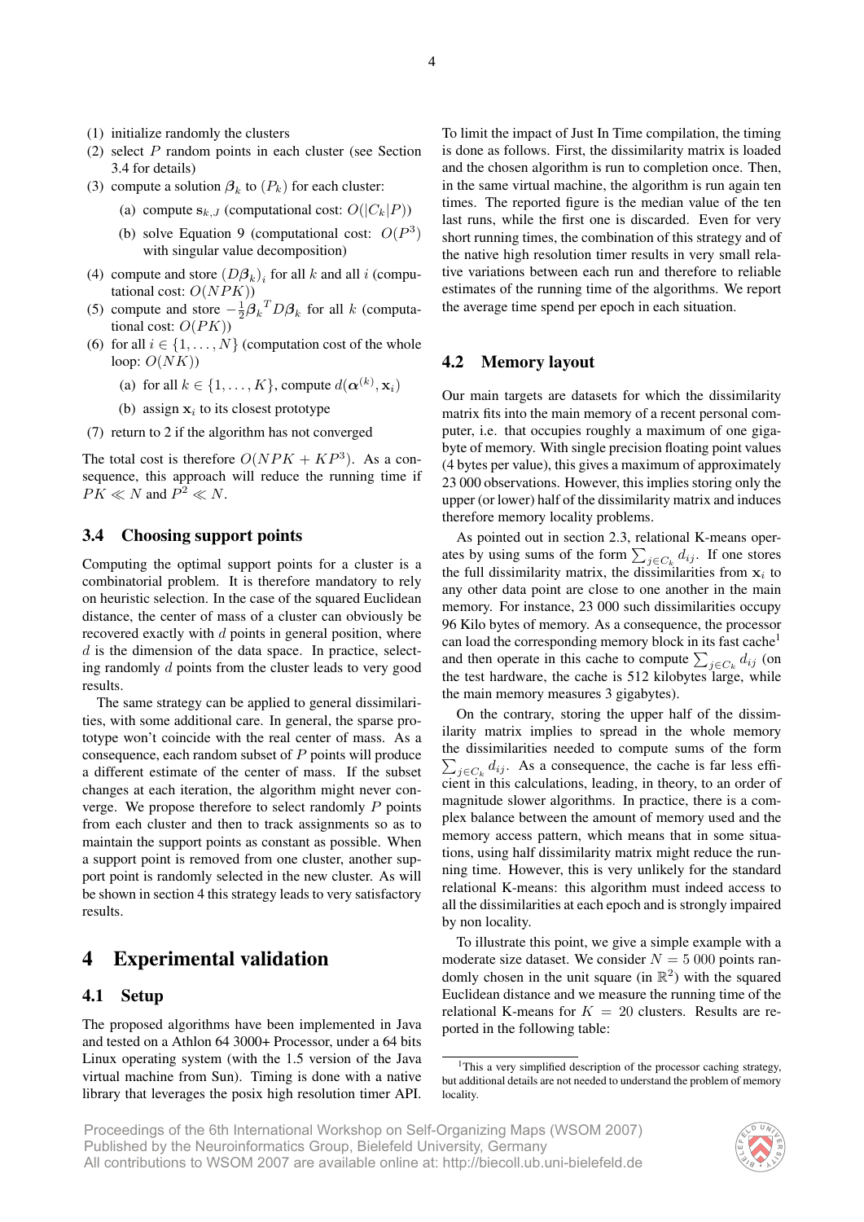(1) initialize randomly the clusters
(2) select $P$ random points in each cluster (see Section 3.4 for details)
(3) compute a solution $\boldsymbol{\beta}_k$ to $(P_k)$ for each cluster:
    (a) compute $\mathbf{s}_{k,J}$ (computational cost: $O(|C_k|P)$)
    (b) solve Equation 9 (computational cost: $O(P^3)$ with singular value decomposition)
(4) compute and store $(D\boldsymbol{\beta}_k)_i$ for all $k$ and all $i$ (computational cost: $O(NPK)$)
(5) compute and store $-\frac{1}{2}\boldsymbol{\beta}_k{}^T D\boldsymbol{\beta}_k$ for all $k$ (computational cost: $O(PK)$)
(6) for all $i \in \{1, \ldots, N\}$ (computation cost of the whole loop: $O(NK)$)
    (a) for all $k \in \{1, \ldots, K\}$, compute $d(\boldsymbol{\alpha}^{(k)}, \mathbf{x}_i)$
    (b) assign $\mathbf{x}_i$ to its closest prototype
(7) return to 2 if the algorithm has not converged

The total cost is therefore $O(NPK + KP^3)$. As a consequence, this approach will reduce the running time if $PK \ll N$ and $P^2 \ll N$.

### 3.4 Choosing support points

Computing the optimal support points for a cluster is a combinatorial problem. It is therefore mandatory to rely on heuristic selection. In the case of the squared Euclidean distance, the center of mass of a cluster can obviously be recovered exactly with $d$ points in general position, where $d$ is the dimension of the data space. In practice, selecting randomly $d$ points from the cluster leads to very good results.

The same strategy can be applied to general dissimilarities, with some additional care. In general, the sparse prototype won't coincide with the real center of mass. As a consequence, each random subset of $P$ points will produce a different estimate of the center of mass. If the subset changes at each iteration, the algorithm might never converge. We propose therefore to select randomly $P$ points from each cluster and then to track assignments so as to maintain the support points as constant as possible. When a support point is removed from one cluster, another support point is randomly selected in the new cluster. As will be shown in section 4 this strategy leads to very satisfactory results.

## 4 Experimental validation

### 4.1 Setup

The proposed algorithms have been implemented in Java and tested on a Athlon 64 3000+ Processor, under a 64 bits Linux operating system (with the 1.5 version of the Java virtual machine from Sun). Timing is done with a native library that leverages the posix high resolution timer API. To limit the impact of Just In Time compilation, the timing is done as follows. First, the dissimilarity matrix is loaded and the chosen algorithm is run to completion once. Then, in the same virtual machine, the algorithm is run again ten times. The reported figure is the median value of the ten last runs, while the first one is discarded. Even for very short running times, the combination of this strategy and of the native high resolution timer results in very small relative variations between each run and therefore to reliable estimates of the running time of the algorithms. We report the average time spend per epoch in each situation.

### 4.2 Memory layout

Our main targets are datasets for which the dissimilarity matrix fits into the main memory of a recent personal computer, i.e. that occupies roughly a maximum of one gigabyte of memory. With single precision floating point values (4 bytes per value), this gives a maximum of approximately 23 000 observations. However, this implies storing only the upper (or lower) half of the dissimilarity matrix and induces therefore memory locality problems.

As pointed out in section 2.3, relational K-means operates by using sums of the form $\sum_{j \in C_k} d_{ij}$. If one stores the full dissimilarity matrix, the dissimilarities from $\mathbf{x}_i$ to any other data point are close to one another in the main memory. For instance, 23 000 such dissimilarities occupy 96 Kilo bytes of memory. As a consequence, the processor can load the corresponding memory block in its fast cache[1] and then operate in this cache to compute $\sum_{j \in C_k} d_{ij}$ (on the test hardware, the cache is 512 kilobytes large, while the main memory measures 3 gigabytes).

On the contrary, storing the upper half of the dissimilarity matrix implies to spread in the whole memory the dissimilarities needed to compute sums of the form $\sum_{j \in C_k} d_{ij}$. As a consequence, the cache is far less efficient in this calculations, leading, in theory, to an order of magnitude slower algorithms. In practice, there is a complex balance between the amount of memory used and the memory access pattern, which means that in some situations, using half dissimilarity matrix might reduce the running time. However, this is very unlikely for the standard relational K-means: this algorithm must indeed access to all the dissimilarities at each epoch and is strongly impaired by non locality.

To illustrate this point, we give a simple example with a moderate size dataset. We consider $N = 5\,000$ points randomly chosen in the unit square (in $\mathbb{R}^2$) with the squared Euclidean distance and we measure the running time of the relational K-means for $K = 20$ clusters. Results are reported in the following table:

[1] This a very simplified description of the processor caching strategy, but additional details are not needed to understand the problem of memory locality.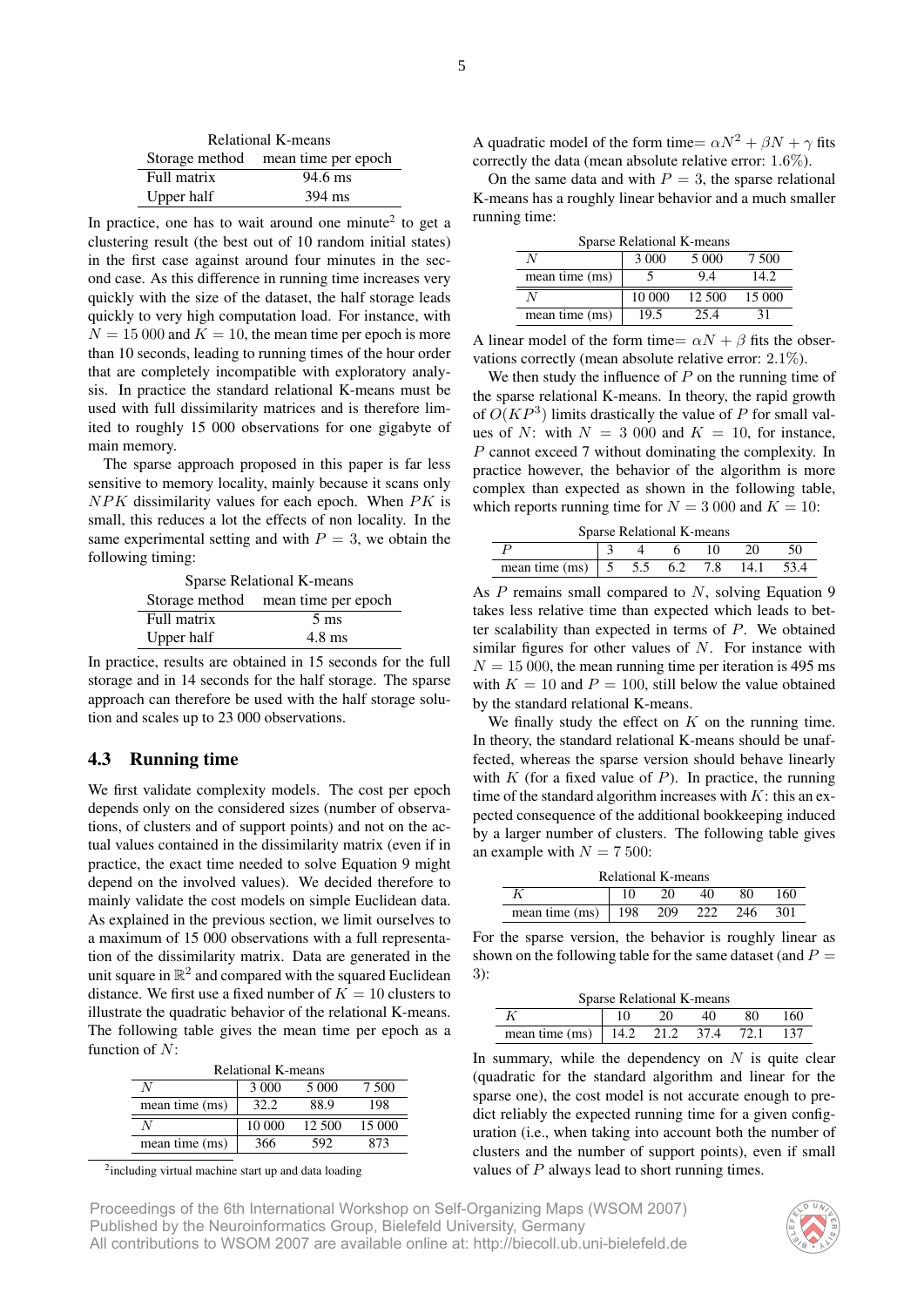| Relational K-means | |
|---|---|
| Storage method | mean time per epoch |
| Full matrix | 94.6 ms |
| Upper half | 394 ms |

In practice, one has to wait around one minute[2] to get a clustering result (the best out of 10 random initial states) in the first case against around four minutes in the second case. As this difference in running time increases very quickly with the size of the dataset, the half storage leads quickly to very high computation load. For instance, with $N = 15\,000$ and $K = 10$, the mean time per epoch is more than 10 seconds, leading to running times of the hour order that are completely incompatible with exploratory analysis. In practice the standard relational K-means must be used with full dissimilarity matrices and is therefore limited to roughly 15 000 observations for one gigabyte of main memory.

The sparse approach proposed in this paper is far less sensitive to memory locality, mainly because it scans only $NPK$ dissimilarity values for each epoch. When $PK$ is small, this reduces a lot the effects of non locality. In the same experimental setting and with $P = 3$, we obtain the following timing:

| Sparse Relational K-means | |
|---|---|
| Storage method | mean time per epoch |
| Full matrix | 5 ms |
| Upper half | 4.8 ms |

In practice, results are obtained in 15 seconds for the full storage and in 14 seconds for the half storage. The sparse approach can therefore be used with the half storage solution and scales up to 23 000 observations.

### 4.3 Running time

We first validate complexity models. The cost per epoch depends only on the considered sizes (number of observations, of clusters and of support points) and not on the actual values contained in the dissimilarity matrix (even if in practice, the exact time needed to solve Equation 9 might depend on the involved values). We decided therefore to mainly validate the cost models on simple Euclidean data. As explained in the previous section, we limit ourselves to a maximum of 15 000 observations with a full representation of the dissimilarity matrix. Data are generated in the unit square in $\mathbb{R}^2$ and compared with the squared Euclidean distance. We first use a fixed number of $K = 10$ clusters to illustrate the quadratic behavior of the relational K-means. The following table gives the mean time per epoch as a function of $N$:

Relational K-means

| $N$ | 3 000 | 5 000 | 7 500 |
|---|---|---|---|
| mean time (ms) | 32.2 | 88.9 | 198 |
| $N$ | 10 000 | 12 500 | 15 000 |
| mean time (ms) | 366 | 592 | 873 |

[2] including virtual machine start up and data loading

A quadratic model of the form time$= \alpha N^2 + \beta N + \gamma$ fits correctly the data (mean absolute relative error: $1.6\%$).

On the same data and with $P = 3$, the sparse relational K-means has a roughly linear behavior and a much smaller running time:

Sparse Relational K-means

| $N$ | 3 000 | 5 000 | 7 500 |
|---|---|---|---|
| mean time (ms) | 5 | 9.4 | 14.2 |
| $N$ | 10 000 | 12 500 | 15 000 |
| mean time (ms) | 19.5 | 25.4 | 31 |

A linear model of the form time$= \alpha N + \beta$ fits the observations correctly (mean absolute relative error: $2.1\%$).

We then study the influence of $P$ on the running time of the sparse relational K-means. In theory, the rapid growth of $O(KP^3)$ limits drastically the value of $P$ for small values of $N$: with $N = 3\,000$ and $K = 10$, for instance, $P$ cannot exceed 7 without dominating the complexity. In practice however, the behavior of the algorithm is more complex than expected as shown in the following table, which reports running time for $N = 3\,000$ and $K = 10$:

Sparse Relational K-means

| $P$ | 3 | 4 | 6 | 10 | 20 | 50 |
|---|---|---|---|---|---|---|
| mean time (ms) | 5 | 5.5 | 6.2 | 7.8 | 14.1 | 53.4 |

As $P$ remains small compared to $N$, solving Equation 9 takes less relative time than expected which leads to better scalability than expected in terms of $P$. We obtained similar figures for other values of $N$. For instance with $N = 15\,000$, the mean running time per iteration is 495 ms with $K = 10$ and $P = 100$, still below the value obtained by the standard relational K-means.

We finally study the effect on $K$ on the running time. In theory, the standard relational K-means should be unaffected, whereas the sparse version should behave linearly with $K$ (for a fixed value of $P$). In practice, the running time of the standard algorithm increases with $K$: this an expected consequence of the additional bookkeeping induced by a larger number of clusters. The following table gives an example with $N = 7\,500$:

Relational K-means

| $K$ | 10 | 20 | 40 | 80 | 160 |
|---|---|---|---|---|---|
| mean time (ms) | 198 | 209 | 222 | 246 | 301 |

For the sparse version, the behavior is roughly linear as shown on the following table for the same dataset (and $P = 3$):

Sparse Relational K-means

| $K$ | 10 | 20 | 40 | 80 | 160 |
|---|---|---|---|---|---|
| mean time (ms) | 14.2 | 21.2 | 37.4 | 72.1 | 137 |

In summary, while the dependency on $N$ is quite clear (quadratic for the standard algorithm and linear for the sparse one), the cost model is not accurate enough to predict reliably the expected running time for a given configuration (i.e., when taking into account both the number of clusters and the number of support points), even if small values of $P$ always lead to short running times.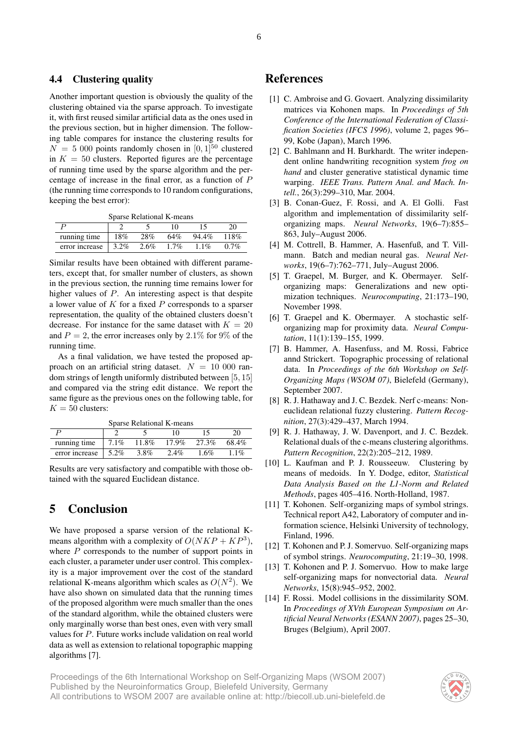### 4.4 Clustering quality

Another important question is obviously the quality of the clustering obtained via the sparse approach. To investigate it, with first reused similar artificial data as the ones used in the previous section, but in higher dimension. The following table compares for instance the clustering results for $N = 5\ 000$ points randomly chosen in $[0,1]^{50}$ clustered in $K = 50$ clusters. Reported figures are the percentage of running time used by the sparse algorithm and the percentage of increase in the final error, as a function of $P$ (the running time corresponds to 10 random configurations, keeping the best error):

Sparse Relational K-means

| $P$ | 2 | 5 | 10 | 15 | 20 |
|---|---|---|---|---|---|
| running time | 18% | 28% | 64% | 94.4% | 118% |
| error increase | 3.2% | 2.6% | 1.7% | 1.1% | 0.7% |

Similar results have been obtained with different parameters, except that, for smaller number of clusters, as shown in the previous section, the running time remains lower for higher values of $P$. An interesting aspect is that despite a lower value of $K$ for a fixed $P$ corresponds to a sparser representation, the quality of the obtained clusters doesn't decrease. For instance for the same dataset with $K = 20$ and $P = 2$, the error increases only by $2.1\%$ for $9\%$ of the running time.

As a final validation, we have tested the proposed approach on an artificial string dataset. $N = 10\ 000$ random strings of length uniformly distributed between $[5, 15]$ and compared via the string edit distance. We report the same figure as the previous ones on the following table, for $K = 50$ clusters:

Sparse Relational K-means

| $P$ | 2 | 5 | 10 | 15 | 20 |
|---|---|---|---|---|---|
| running time | 7.1% | 11.8% | 17.9% | 27.3% | 68.4% |
| error increase | 5.2% | 3.8% | 2.4% | 1.6% | 1.1% |

Results are very satisfactory and compatible with those obtained with the squared Euclidean distance.

## 5 Conclusion

We have proposed a sparse version of the relational K-means algorithm with a complexity of $O(NKP + KP^3)$, where $P$ corresponds to the number of support points in each cluster, a parameter under user control. This complexity is a major improvement over the cost of the standard relational K-means algorithm which scales as $O(N^2)$. We have also shown on simulated data that the running times of the proposed algorithm were much smaller than the ones of the standard algorithm, while the obtained clusters were only marginally worse than best ones, even with very small values for $P$. Future works include validation on real world data as well as extension to relational topographic mapping algorithms [7].

## References

[1] C. Ambroise and G. Govaert. Analyzing dissimilarity matrices via Kohonen maps. In *Proceedings of 5th Conference of the International Federation of Classification Societies (IFCS 1996)*, volume 2, pages 96–99, Kobe (Japan), March 1996.

[2] C. Bahlmann and H. Burkhardt. The writer independent online handwriting recognition system *frog on hand* and cluster generative statistical dynamic time warping. *IEEE Trans. Pattern Anal. and Mach. Intell.*, 26(3):299–310, Mar. 2004.

[3] B. Conan-Guez, F. Rossi, and A. El Golli. Fast algorithm and implementation of dissimilarity self-organizing maps. *Neural Networks*, 19(6–7):855–863, July–August 2006.

[4] M. Cottrell, B. Hammer, A. Hasenfuß, and T. Villmann. Batch and median neural gas. *Neural Networks*, 19(6–7):762–771, July–August 2006.

[5] T. Graepel, M. Burger, and K. Obermayer. Self-organizing maps: Generalizations and new optimization techniques. *Neurocomputing*, 21:173–190, November 1998.

[6] T. Graepel and K. Obermayer. A stochastic self-organizing map for proximity data. *Neural Computation*, 11(1):139–155, 1999.

[7] B. Hammer, A. Hasenfuss, and M. Rossi, Fabrice annd Strickert. Topographic processing of relational data. In *Proceedings of the 6th Workshop on Self-Organizing Maps (WSOM 07)*, Bielefeld (Germany), September 2007.

[8] R. J. Hathaway and J. C. Bezdek. Nerf c-means: Non-euclidean relational fuzzy clustering. *Pattern Recognition*, 27(3):429–437, March 1994.

[9] R. J. Hathaway, J. W. Davenport, and J. C. Bezdek. Relational duals of the c-means clustering algorithms. *Pattern Recognition*, 22(2):205–212, 1989.

[10] L. Kaufman and P. J. Rousseeuw. Clustering by means of medoids. In Y. Dodge, editor, *Statistical Data Analysis Based on the L1-Norm and Related Methods*, pages 405–416. North-Holland, 1987.

[11] T. Kohonen. Self-organizing maps of symbol strings. Technical report A42, Laboratory of computer and information science, Helsinki University of technology, Finland, 1996.

[12] T. Kohonen and P. J. Somervuo. Self-organizing maps of symbol strings. *Neurocomputing*, 21:19–30, 1998.

[13] T. Kohonen and P. J. Somervuo. How to make large self-organizing maps for nonvectorial data. *Neural Networks*, 15(8):945–952, 2002.

[14] F. Rossi. Model collisions in the dissimilarity SOM. In *Proceedings of XVth European Symposium on Artificial Neural Networks (ESANN 2007)*, pages 25–30, Bruges (Belgium), April 2007.